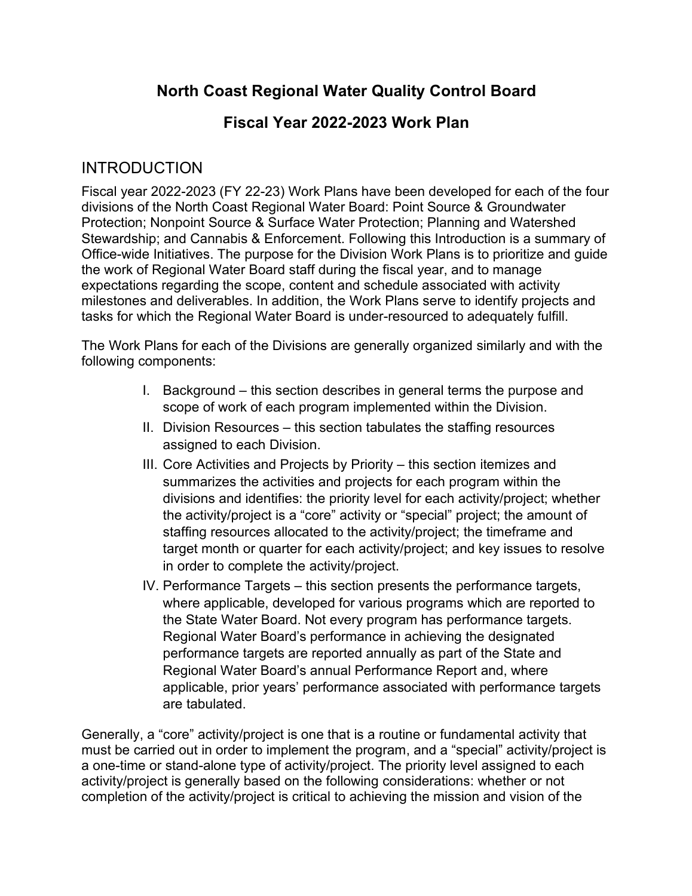# North Coast Regional Water Quality Control Board

## Fiscal Year 2022-2023 Work Plan

## INTRODUCTION

Fiscal year 2022-2023 (FY 22-23) Work Plans have been developed for each of the four divisions of the North Coast Regional Water Board: Point Source & Groundwater Protection; Nonpoint Source & Surface Water Protection; Planning and Watershed Stewardship; and Cannabis & Enforcement. Following this Introduction is a summary of Office-wide Initiatives. The purpose for the Division Work Plans is to prioritize and guide the work of Regional Water Board staff during the fiscal year, and to manage expectations regarding the scope, content and schedule associated with activity milestones and deliverables. In addition, the Work Plans serve to identify projects and tasks for which the Regional Water Board is under-resourced to adequately fulfill.

The Work Plans for each of the Divisions are generally organized similarly and with the following components:

I. Background – this section describes in general terms the purpose and scope of work of each program implemented within the Division.

II. Division Resources – this section tabulates the staffing resources assigned to each Division.

III. Core Activities and Projects by Priority – this section itemizes and summarizes the activities and projects for each program within the divisions and identifies: the priority level for each activity/project; whether the activity/project is a "core" activity or "special" project; the amount of staffing resources allocated to the activity/project; the timeframe and target month or quarter for each activity/project; and key issues to resolve in order to complete the activity/project.

IV. Performance Targets – this section presents the performance targets, where applicable, developed for various programs which are reported to the State Water Board. Not every program has performance targets. Regional Water Board's performance in achieving the designated performance targets are reported annually as part of the State and Regional Water Board's annual Performance Report and, where applicable, prior years' performance associated with performance targets are tabulated.

Generally, a "core" activity/project is one that is a routine or fundamental activity that must be carried out in order to implement the program, and a "special" activity/project is a one-time or stand-alone type of activity/project. The priority level assigned to each activity/project is generally based on the following considerations: whether or not completion of the activity/project is critical to achieving the mission and vision of the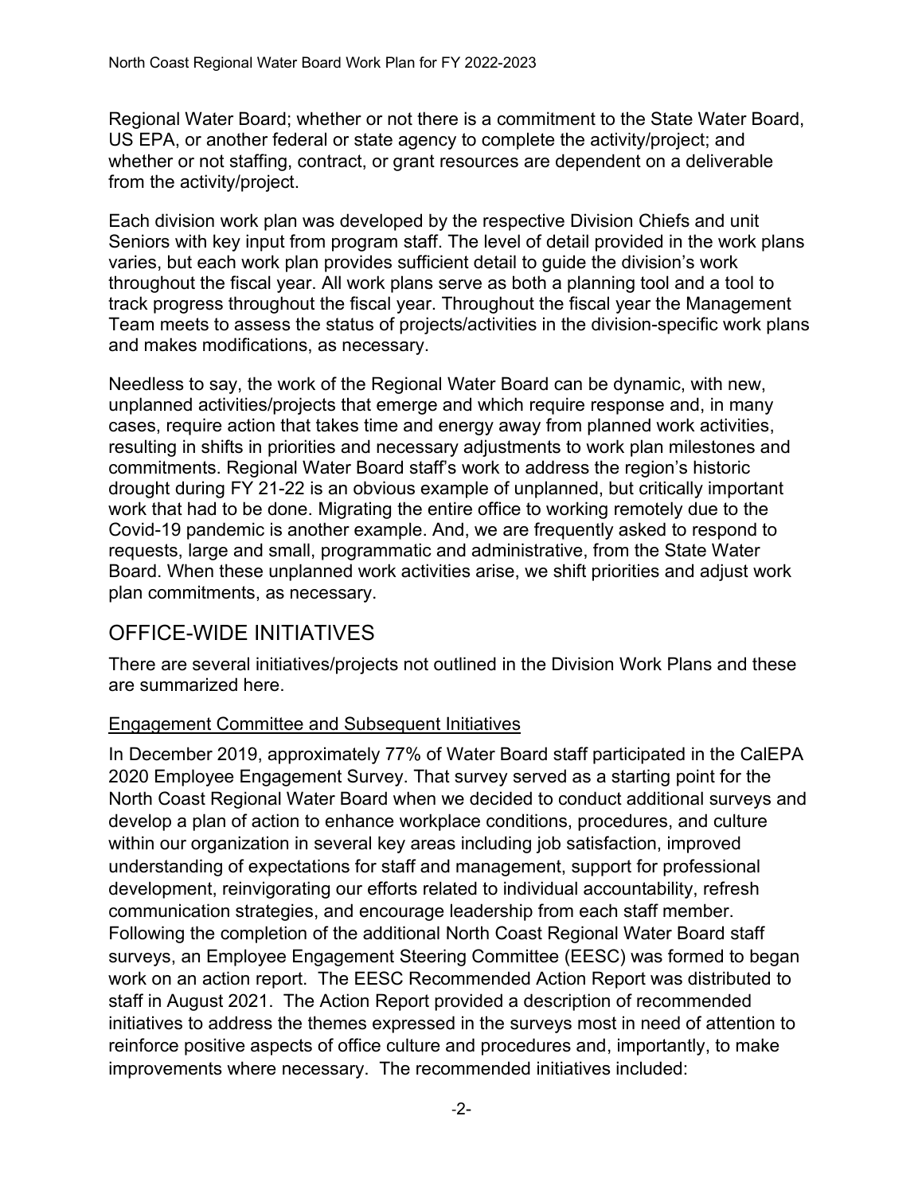Regional Water Board; whether or not there is a commitment to the State Water Board, US EPA, or another federal or state agency to complete the activity/project; and whether or not staffing, contract, or grant resources are dependent on a deliverable from the activity/project.

Each division work plan was developed by the respective Division Chiefs and unit Seniors with key input from program staff. The level of detail provided in the work plans varies, but each work plan provides sufficient detail to guide the division's work throughout the fiscal year. All work plans serve as both a planning tool and a tool to track progress throughout the fiscal year. Throughout the fiscal year the Management Team meets to assess the status of projects/activities in the division-specific work plans and makes modifications, as necessary.

Needless to say, the work of the Regional Water Board can be dynamic, with new, unplanned activities/projects that emerge and which require response and, in many cases, require action that takes time and energy away from planned work activities, resulting in shifts in priorities and necessary adjustments to work plan milestones and commitments. Regional Water Board staff's work to address the region's historic drought during FY 21-22 is an obvious example of unplanned, but critically important work that had to be done. Migrating the entire office to working remotely due to the Covid-19 pandemic is another example. And, we are frequently asked to respond to requests, large and small, programmatic and administrative, from the State Water Board. When these unplanned work activities arise, we shift priorities and adjust work plan commitments, as necessary.

## OFFICE-WIDE INITIATIVES

There are several initiatives/projects not outlined in the Division Work Plans and these are summarized here.

### Engagement Committee and Subsequent Initiatives

In December 2019, approximately 77% of Water Board staff participated in the CalEPA 2020 Employee Engagement Survey. That survey served as a starting point for the North Coast Regional Water Board when we decided to conduct additional surveys and develop a plan of action to enhance workplace conditions, procedures, and culture within our organization in several key areas including job satisfaction, improved understanding of expectations for staff and management, support for professional development, reinvigorating our efforts related to individual accountability, refresh communication strategies, and encourage leadership from each staff member. Following the completion of the additional North Coast Regional Water Board staff surveys, an Employee Engagement Steering Committee (EESC) was formed to began work on an action report. The EESC Recommended Action Report was distributed to staff in August 2021. The Action Report provided a description of recommended initiatives to address the themes expressed in the surveys most in need of attention to reinforce positive aspects of office culture and procedures and, importantly, to make improvements where necessary. The recommended initiatives included: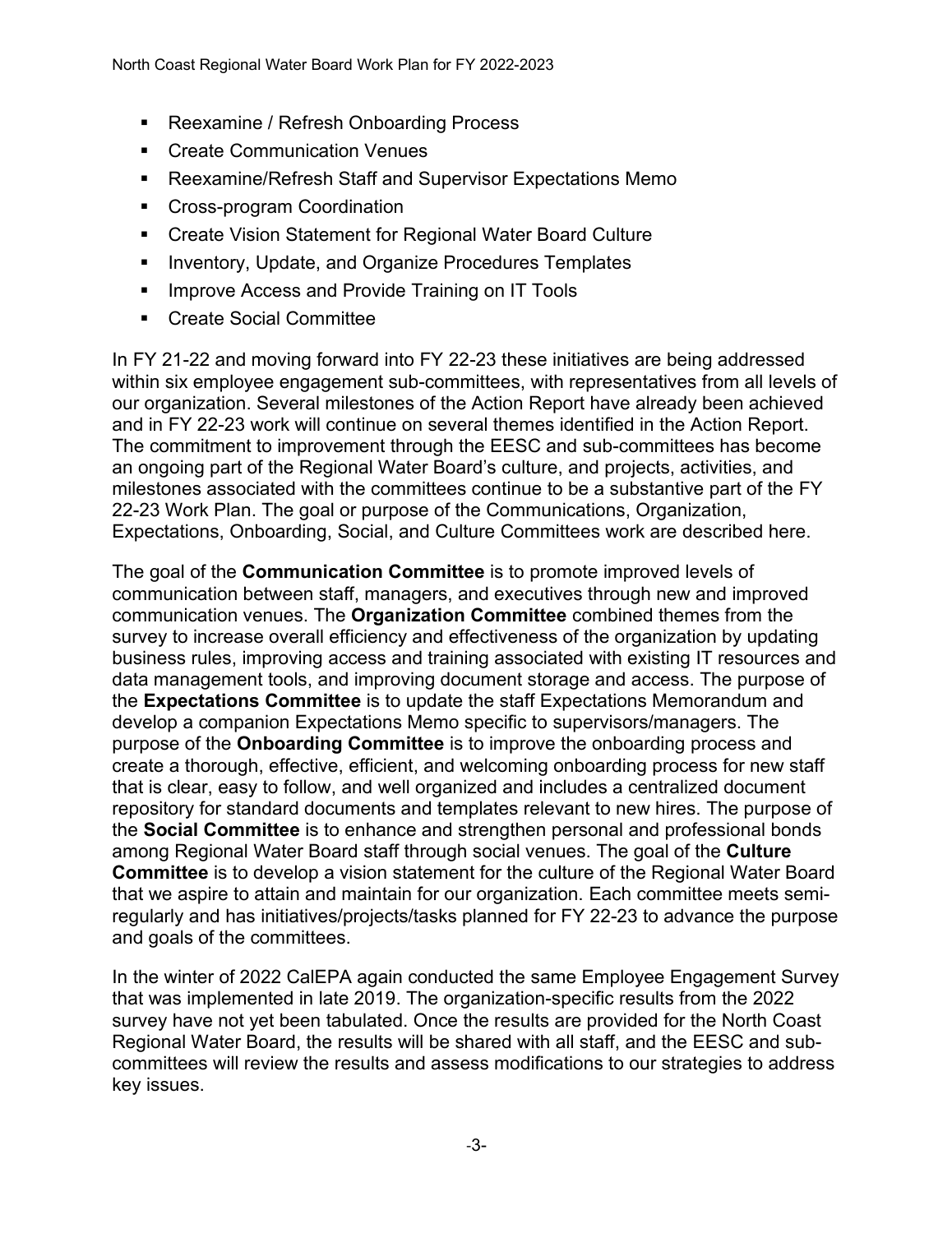- Reexamine / Refresh Onboarding Process
- Create Communication Venues
- Reexamine/Refresh Staff and Supervisor Expectations Memo
- Cross-program Coordination
- Create Vision Statement for Regional Water Board Culture
- Inventory, Update, and Organize Procedures Templates
- Improve Access and Provide Training on IT Tools
- Create Social Committee

In FY 21-22 and moving forward into FY 22-23 these initiatives are being addressed within six employee engagement sub-committees, with representatives from all levels of our organization. Several milestones of the Action Report have already been achieved and in FY 22-23 work will continue on several themes identified in the Action Report. The commitment to improvement through the EESC and sub-committees has become an ongoing part of the Regional Water Board's culture, and projects, activities, and milestones associated with the committees continue to be a substantive part of the FY 22-23 Work Plan. The goal or purpose of the Communications, Organization, Expectations, Onboarding, Social, and Culture Committees work are described here.

The goal of the **Communication Committee** is to promote improved levels of communication between staff, managers, and executives through new and improved communication venues. The **Organization Committee** combined themes from the survey to increase overall efficiency and effectiveness of the organization by updating business rules, improving access and training associated with existing IT resources and data management tools, and improving document storage and access. The purpose of the **Expectations Committee** is to update the staff Expectations Memorandum and develop a companion Expectations Memo specific to supervisors/managers. The purpose of the **Onboarding Committee** is to improve the onboarding process and create a thorough, effective, efficient, and welcoming onboarding process for new staff that is clear, easy to follow, and well organized and includes a centralized document repository for standard documents and templates relevant to new hires. The purpose of the **Social Committee** is to enhance and strengthen personal and professional bonds among Regional Water Board staff through social venues. The goal of the **Culture Committee** is to develop a vision statement for the culture of the Regional Water Board that we aspire to attain and maintain for our organization. Each committee meets semi-regularly and has initiatives/projects/tasks planned for FY 22-23 to advance the purpose and goals of the committees.

In the winter of 2022 CalEPA again conducted the same Employee Engagement Survey that was implemented in late 2019. The organization-specific results from the 2022 survey have not yet been tabulated. Once the results are provided for the North Coast Regional Water Board, the results will be shared with all staff, and the EESC and sub-committees will review the results and assess modifications to our strategies to address key issues.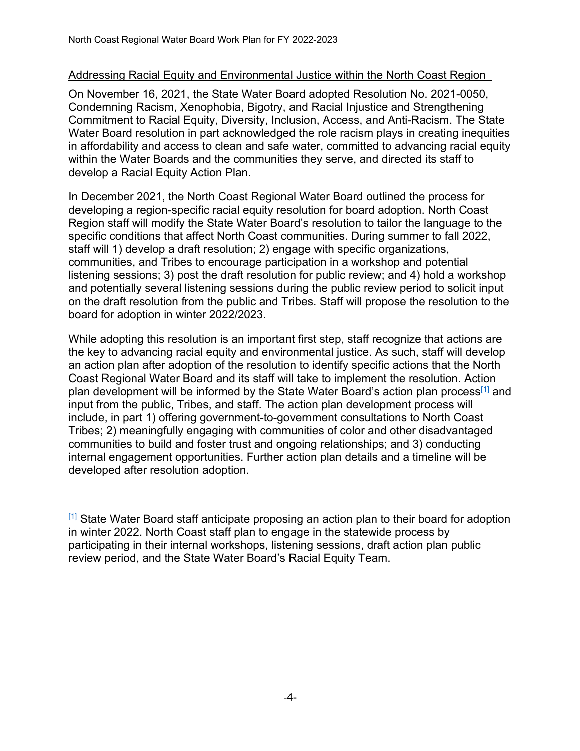## Addressing Racial Equity and Environmental Justice within the North Coast Region

On November 16, 2021, the State Water Board adopted Resolution No. 2021-0050, Condemning Racism, Xenophobia, Bigotry, and Racial Injustice and Strengthening Commitment to Racial Equity, Diversity, Inclusion, Access, and Anti-Racism. The State Water Board resolution in part acknowledged the role racism plays in creating inequities in affordability and access to clean and safe water, committed to advancing racial equity within the Water Boards and the communities they serve, and directed its staff to develop a Racial Equity Action Plan.

In December 2021, the North Coast Regional Water Board outlined the process for developing a region-specific racial equity resolution for board adoption. North Coast Region staff will modify the State Water Board's resolution to tailor the language to the specific conditions that affect North Coast communities. During summer to fall 2022, staff will 1) develop a draft resolution; 2) engage with specific organizations, communities, and Tribes to encourage participation in a workshop and potential listening sessions; 3) post the draft resolution for public review; and 4) hold a workshop and potentially several listening sessions during the public review period to solicit input on the draft resolution from the public and Tribes. Staff will propose the resolution to the board for adoption in winter 2022/2023.

While adopting this resolution is an important first step, staff recognize that actions are the key to advancing racial equity and environmental justice. As such, staff will develop an action plan after adoption of the resolution to identify specific actions that the North Coast Regional Water Board and its staff will take to implement the resolution. Action plan development will be informed by the State Water Board's action plan process[1] and input from the public, Tribes, and staff. The action plan development process will include, in part 1) offering government-to-government consultations to North Coast Tribes; 2) meaningfully engaging with communities of color and other disadvantaged communities to build and foster trust and ongoing relationships; and 3) conducting internal engagement opportunities. Further action plan details and a timeline will be developed after resolution adoption.

[1] State Water Board staff anticipate proposing an action plan to their board for adoption in winter 2022. North Coast staff plan to engage in the statewide process by participating in their internal workshops, listening sessions, draft action plan public review period, and the State Water Board's Racial Equity Team.